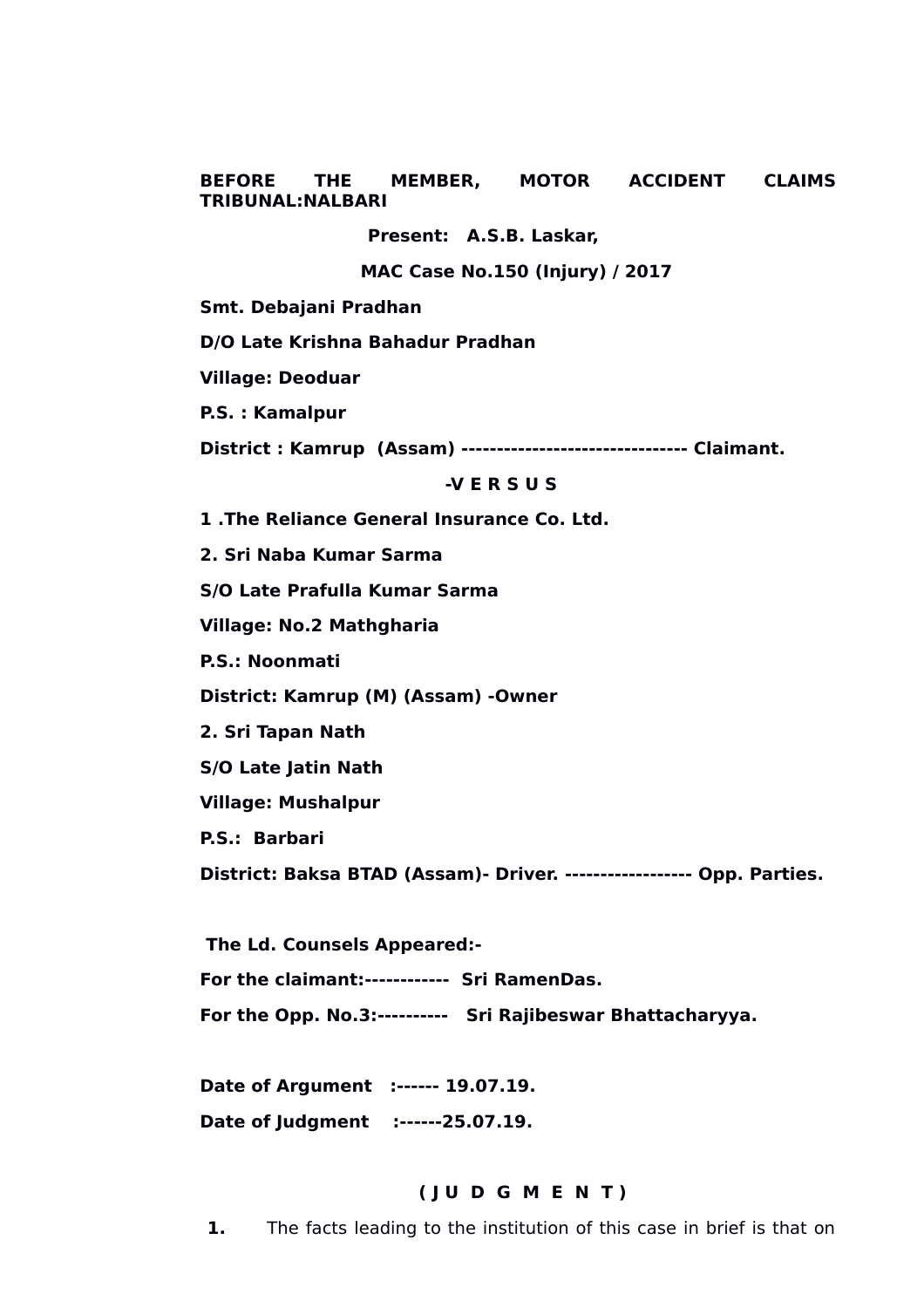**BEFORE THE MEMBER, MOTOR ACCIDENT CLAIMS TRIBUNAL:NALBARI**

**Present: A.S.B. Laskar,**

**MAC Case No.150 (Injury) / 2017**

**Smt. Debajani Pradhan**

**D/O Late Krishna Bahadur Pradhan**

**Village: Deoduar**

**P.S. : Kamalpur**

**District : Kamrup (Assam) -------------------------------- Claimant.**

**-V E R S U S**

**1 .The Reliance General Insurance Co. Ltd.**

**2. Sri Naba Kumar Sarma**

**S/O Late Prafulla Kumar Sarma**

**Village: No.2 Mathgharia**

**P.S.: Noonmati**

**District: Kamrup (M) (Assam) -Owner**

**2. Sri Tapan Nath**

**S/O Late Jatin Nath**

**Village: Mushalpur**

**P.S.: Barbari**

**District: Baksa BTAD (Assam)- Driver. ------------------ Opp. Parties.**

**The Ld. Counsels Appeared:-**

**For the claimant:------------ Sri RamenDas.**

**For the Opp. No.3:---------- Sri Rajibeswar Bhattacharyya.**

**Date of Argument :------ 19.07.19.**

**Date of Judgment :------25.07.19.**

**( J U D G M E N T )**

**1.** The facts leading to the institution of this case in brief is that on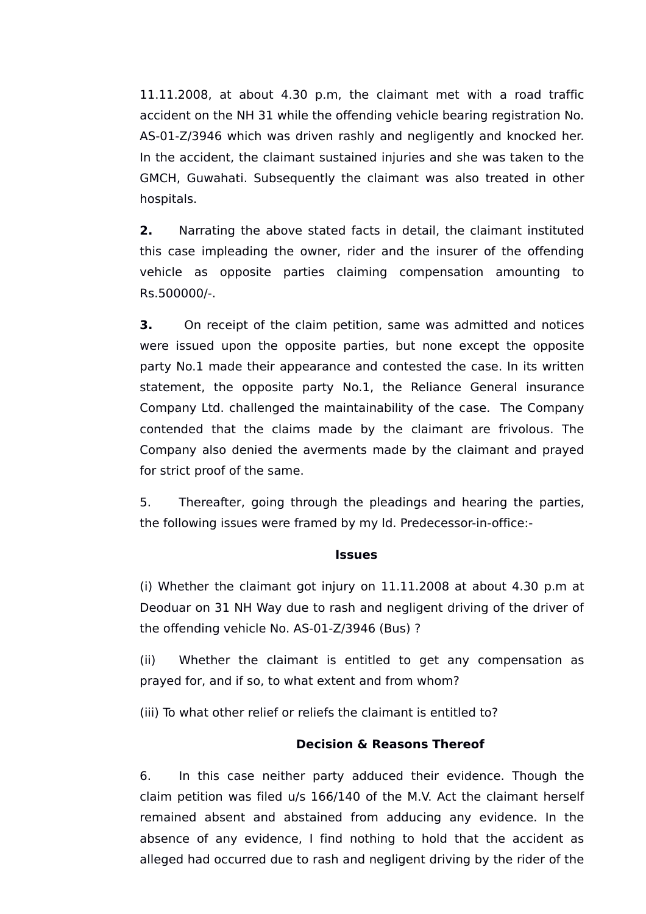11.11.2008, at about 4.30 p.m, the claimant met with a road traffic accident on the NH 31 while the offending vehicle bearing registration No. AS-01-Z/3946 which was driven rashly and negligently and knocked her. In the accident, the claimant sustained injuries and she was taken to the GMCH, Guwahati. Subsequently the claimant was also treated in other hospitals.

**2.** Narrating the above stated facts in detail, the claimant instituted this case impleading the owner, rider and the insurer of the offending vehicle as opposite parties claiming compensation amounting to Rs.500000/-.

**3.** On receipt of the claim petition, same was admitted and notices were issued upon the opposite parties, but none except the opposite party No.1 made their appearance and contested the case. In its written statement, the opposite party No.1, the Reliance General insurance Company Ltd. challenged the maintainability of the case. The Company contended that the claims made by the claimant are frivolous. The Company also denied the averments made by the claimant and prayed for strict proof of the same.

5. Thereafter, going through the pleadings and hearing the parties, the following issues were framed by my ld. Predecessor-in-office:-

**Issues**

(i) Whether the claimant got injury on 11.11.2008 at about 4.30 p.m at Deoduar on 31 NH Way due to rash and negligent driving of the driver of the offending vehicle No. AS-01-Z/3946 (Bus) ?

(ii) Whether the claimant is entitled to get any compensation as prayed for, and if so, to what extent and from whom?

(iii) To what other relief or reliefs the claimant is entitled to?

**Decision & Reasons Thereof**

6. In this case neither party adduced their evidence. Though the claim petition was filed u/s 166/140 of the M.V. Act the claimant herself remained absent and abstained from adducing any evidence. In the absence of any evidence, I find nothing to hold that the accident as alleged had occurred due to rash and negligent driving by the rider of the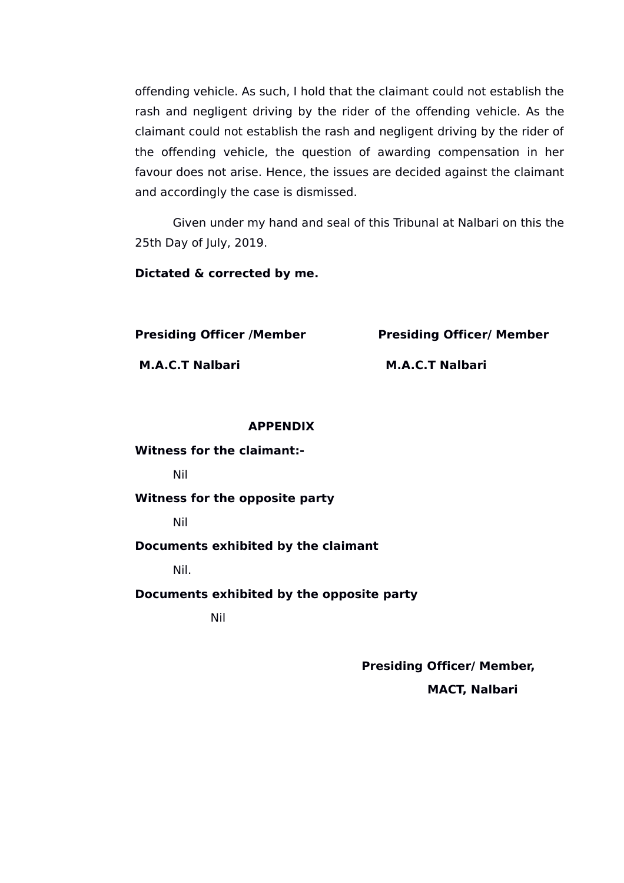offending vehicle. As such, I hold that the claimant could not establish the rash and negligent driving by the rider of the offending vehicle. As the claimant could not establish the rash and negligent driving by the rider of the offending vehicle, the question of awarding compensation in her favour does not arise. Hence, the issues are decided against the claimant and accordingly the case is dismissed.

Given under my hand and seal of this Tribunal at Nalbari on this the 25th Day of July, 2019.

**Dictated & corrected by me.**

**Presiding Officer /Member**
**M.A.C.T Nalbari**

**Presiding Officer/ Member**
**M.A.C.T Nalbari**

**APPENDIX**

**Witness for the claimant:-**

Nil

**Witness for the opposite party**

Nil

**Documents exhibited by the claimant**

Nil.

**Documents exhibited by the opposite party**

Nil

**Presiding Officer/ Member,**
**MACT, Nalbari**